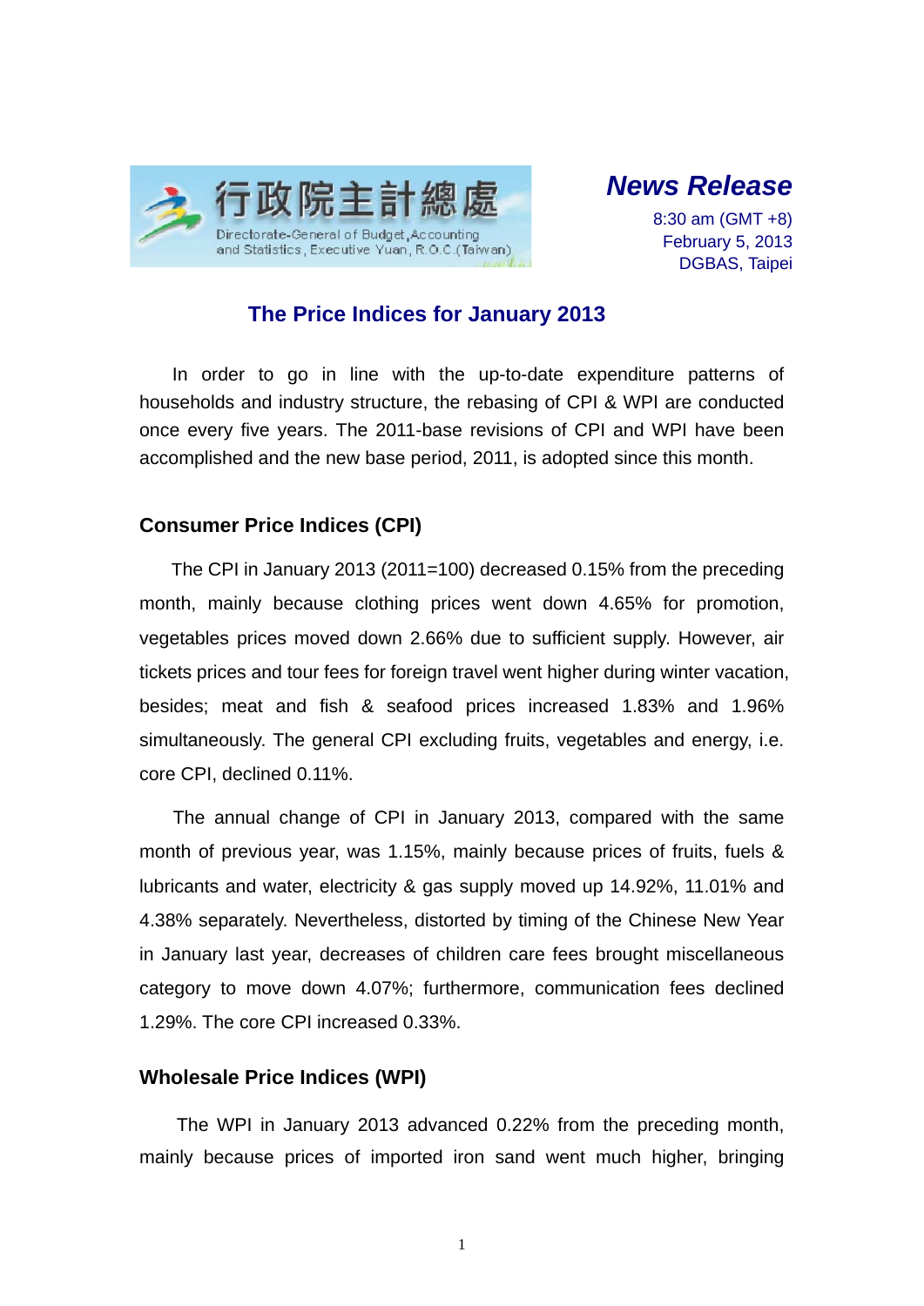行政院主計總處
Directorate-General of Budget, Accounting and Statistics, Executive Yuan, R.O.C.(Taiwan)

***News Release***

8:30 am (GMT +8)
February 5, 2013
DGBAS, Taipei

# The Price Indices for January 2013

In order to go in line with the up-to-date expenditure patterns of households and industry structure, the rebasing of CPI & WPI are conducted once every five years. The 2011-base revisions of CPI and WPI have been accomplished and the new base period, 2011, is adopted since this month.

## Consumer Price Indices (CPI)

The CPI in January 2013 (2011=100) decreased 0.15% from the preceding month, mainly because clothing prices went down 4.65% for promotion, vegetables prices moved down 2.66% due to sufficient supply. However, air tickets prices and tour fees for foreign travel went higher during winter vacation, besides; meat and fish & seafood prices increased 1.83% and 1.96% simultaneously. The general CPI excluding fruits, vegetables and energy, i.e. core CPI, declined 0.11%.

The annual change of CPI in January 2013, compared with the same month of previous year, was 1.15%, mainly because prices of fruits, fuels & lubricants and water, electricity & gas supply moved up 14.92%, 11.01% and 4.38% separately. Nevertheless, distorted by timing of the Chinese New Year in January last year, decreases of children care fees brought miscellaneous category to move down 4.07%; furthermore, communication fees declined 1.29%. The core CPI increased 0.33%.

## Wholesale Price Indices (WPI)

The WPI in January 2013 advanced 0.22% from the preceding month, mainly because prices of imported iron sand went much higher, bringing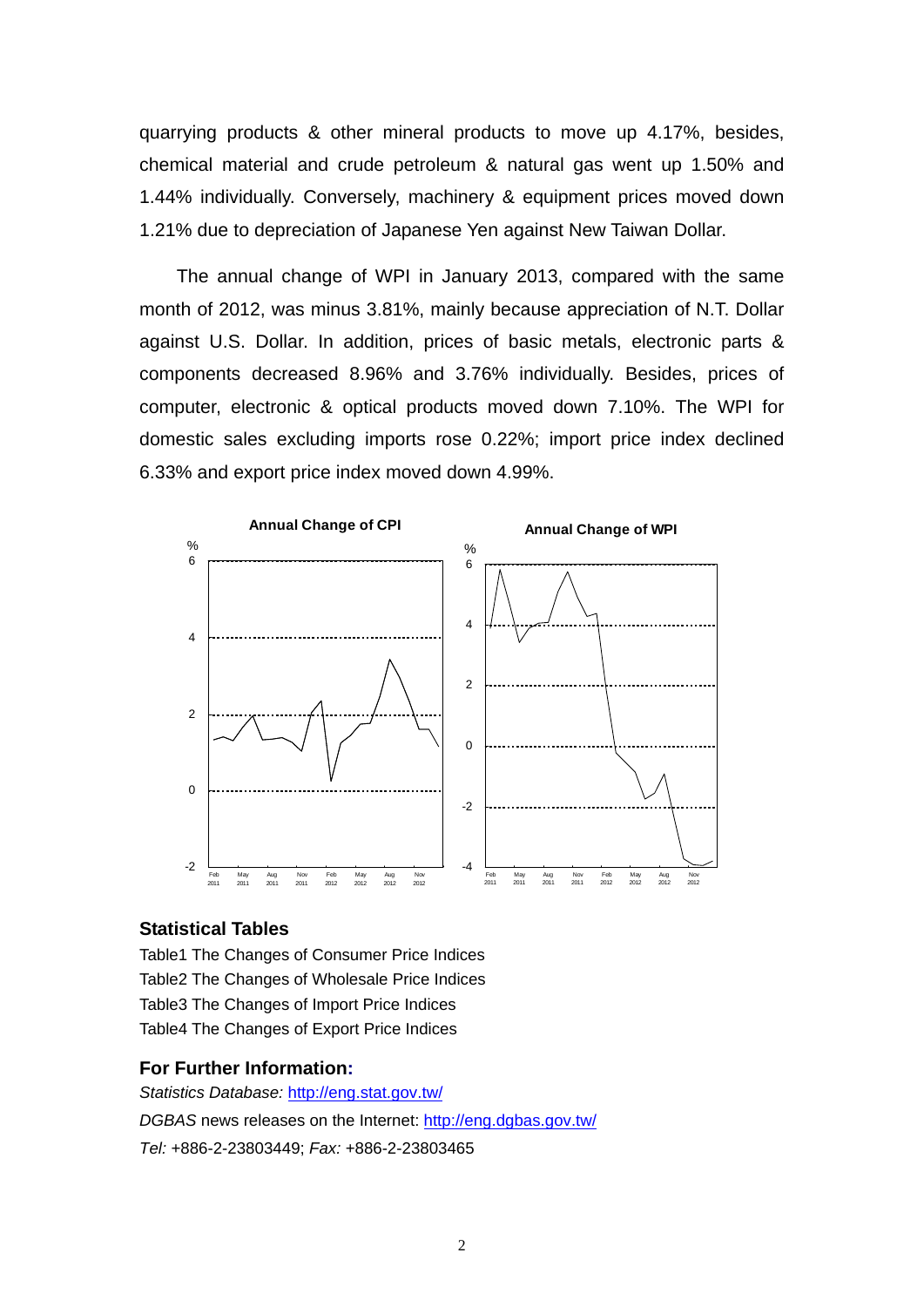quarrying products & other mineral products to move up 4.17%, besides, chemical material and crude petroleum & natural gas went up 1.50% and 1.44% individually. Conversely, machinery & equipment prices moved down 1.21% due to depreciation of Japanese Yen against New Taiwan Dollar.

The annual change of WPI in January 2013, compared with the same month of 2012, was minus 3.81%, mainly because appreciation of N.T. Dollar against U.S. Dollar. In addition, prices of basic metals, electronic parts & components decreased 8.96% and 3.76% individually. Besides, prices of computer, electronic & optical products moved down 7.10%. The WPI for domestic sales excluding imports rose 0.22%; import price index declined 6.33% and export price index moved down 4.99%.

**Annual Change of CPI**

**Annual Change of WPI**

## Statistical Tables

Table1 The Changes of Consumer Price Indices
Table2 The Changes of Wholesale Price Indices
Table3 The Changes of Import Price Indices
Table4 The Changes of Export Price Indices

### For Further Information:

*Statistics Database:* http://eng.stat.gov.tw/
*DGBAS* news releases on the Internet: http://eng.dgbas.gov.tw/
*Tel:* +886-2-23803449; *Fax:* +886-2-23803465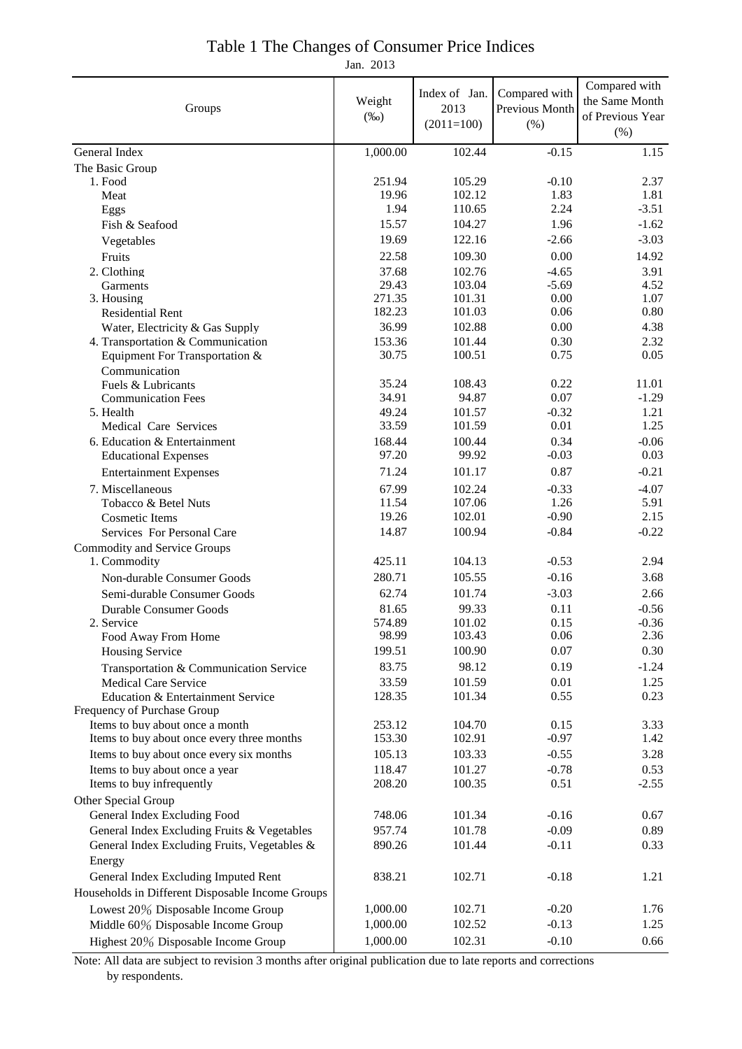# Table 1 The Changes of Consumer Price Indices

Jan. 2013

| Groups | Weight (‰) | Index of Jan. 2013 (2011=100) | Compared with Previous Month (%) | Compared with the Same Month of Previous Year (%) |
|---|---|---|---|---|
| General Index | 1,000.00 | 102.44 | -0.15 | 1.15 |
| The Basic Group | | | | |
| 1. Food | 251.94 | 105.29 | -0.10 | 2.37 |
| Meat | 19.96 | 102.12 | 1.83 | 1.81 |
| Eggs | 1.94 | 110.65 | 2.24 | -3.51 |
| Fish & Seafood | 15.57 | 104.27 | 1.96 | -1.62 |
| Vegetables | 19.69 | 122.16 | -2.66 | -3.03 |
| Fruits | 22.58 | 109.30 | 0.00 | 14.92 |
| 2. Clothing | 37.68 | 102.76 | -4.65 | 3.91 |
| Garments | 29.43 | 103.04 | -5.69 | 4.52 |
| 3. Housing | 271.35 | 101.31 | 0.00 | 1.07 |
| Residential Rent | 182.23 | 101.03 | 0.06 | 0.80 |
| Water, Electricity & Gas Supply | 36.99 | 102.88 | 0.00 | 4.38 |
| 4. Transportation & Communication | 153.36 | 101.44 | 0.30 | 2.32 |
| Equipment For Transportation & Communication | 30.75 | 100.51 | 0.75 | 0.05 |
| Fuels & Lubricants | 35.24 | 108.43 | 0.22 | 11.01 |
| Communication Fees | 34.91 | 94.87 | 0.07 | -1.29 |
| 5. Health | 49.24 | 101.57 | -0.32 | 1.21 |
| Medical Care Services | 33.59 | 101.59 | 0.01 | 1.25 |
| 6. Education & Entertainment | 168.44 | 100.44 | 0.34 | -0.06 |
| Educational Expenses | 97.20 | 99.92 | -0.03 | 0.03 |
| Entertainment Expenses | 71.24 | 101.17 | 0.87 | -0.21 |
| 7. Miscellaneous | 67.99 | 102.24 | -0.33 | -4.07 |
| Tobacco & Betel Nuts | 11.54 | 107.06 | 1.26 | 5.91 |
| Cosmetic Items | 19.26 | 102.01 | -0.90 | 2.15 |
| Services For Personal Care | 14.87 | 100.94 | -0.84 | -0.22 |
| Commodity and Service Groups | | | | |
| 1. Commodity | 425.11 | 104.13 | -0.53 | 2.94 |
| Non-durable Consumer Goods | 280.71 | 105.55 | -0.16 | 3.68 |
| Semi-durable Consumer Goods | 62.74 | 101.74 | -3.03 | 2.66 |
| Durable Consumer Goods | 81.65 | 99.33 | 0.11 | -0.56 |
| 2. Service | 574.89 | 101.02 | 0.15 | -0.36 |
| Food Away From Home | 98.99 | 103.43 | 0.06 | 2.36 |
| Housing Service | 199.51 | 100.90 | 0.07 | 0.30 |
| Transportation & Communication Service | 83.75 | 98.12 | 0.19 | -1.24 |
| Medical Care Service | 33.59 | 101.59 | 0.01 | 1.25 |
| Education & Entertainment Service | 128.35 | 101.34 | 0.55 | 0.23 |
| Frequency of Purchase Group | | | | |
| Items to buy about once a month | 253.12 | 104.70 | 0.15 | 3.33 |
| Items to buy about once every three months | 153.30 | 102.91 | -0.97 | 1.42 |
| Items to buy about once every six months | 105.13 | 103.33 | -0.55 | 3.28 |
| Items to buy about once a year | 118.47 | 101.27 | -0.78 | 0.53 |
| Items to buy infrequently | 208.20 | 100.35 | 0.51 | -2.55 |
| Other Special Group | | | | |
| General Index Excluding Food | 748.06 | 101.34 | -0.16 | 0.67 |
| General Index Excluding Fruits & Vegetables | 957.74 | 101.78 | -0.09 | 0.89 |
| General Index Excluding Fruits, Vegetables & Energy | 890.26 | 101.44 | -0.11 | 0.33 |
| General Index Excluding Imputed Rent | 838.21 | 102.71 | -0.18 | 1.21 |
| Households in Different Disposable Income Groups | | | | |
| Lowest 20% Disposable Income Group | 1,000.00 | 102.71 | -0.20 | 1.76 |
| Middle 60% Disposable Income Group | 1,000.00 | 102.52 | -0.13 | 1.25 |
| Highest 20% Disposable Income Group | 1,000.00 | 102.31 | -0.10 | 0.66 |

Note: All data are subject to revision 3 months after original publication due to late reports and corrections by respondents.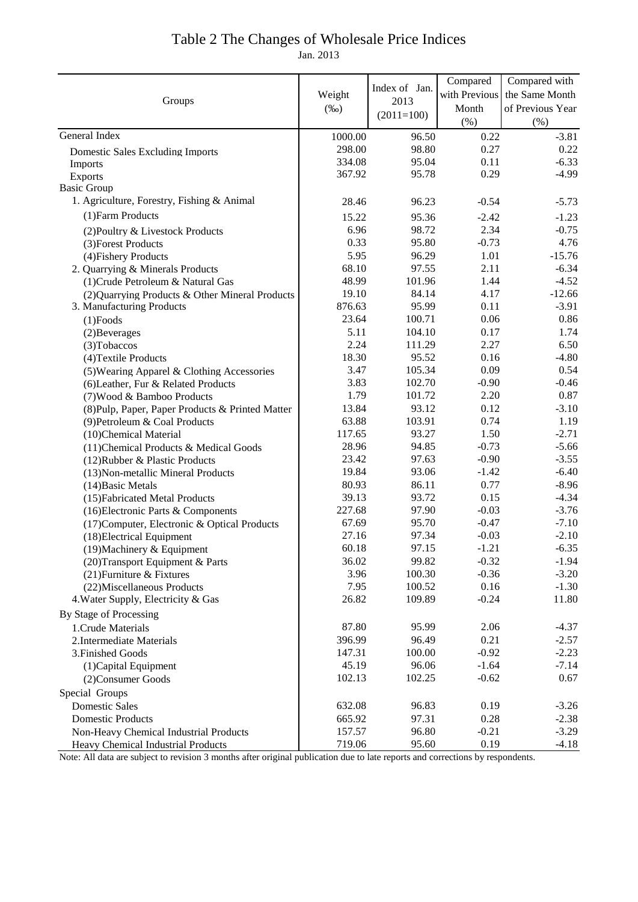# Table 2 The Changes of Wholesale Price Indices

Jan. 2013

| Groups | Weight (‰) | Index of Jan. 2013 (2011=100) | Compared with Previous Month (%) | Compared with the Same Month of Previous Year (%) |
|---|---|---|---|---|
| General Index | 1000.00 | 96.50 | 0.22 | -3.81 |
| Domestic Sales Excluding Imports | 298.00 | 98.80 | 0.27 | 0.22 |
| Imports | 334.08 | 95.04 | 0.11 | -6.33 |
| Exports | 367.92 | 95.78 | 0.29 | -4.99 |
| Basic Group | | | | |
| 1. Agriculture, Forestry, Fishing & Animal | 28.46 | 96.23 | -0.54 | -5.73 |
| (1)Farm Products | 15.22 | 95.36 | -2.42 | -1.23 |
| (2)Poultry & Livestock Products | 6.96 | 98.72 | 2.34 | -0.75 |
| (3)Forest Products | 0.33 | 95.80 | -0.73 | 4.76 |
| (4)Fishery Products | 5.95 | 96.29 | 1.01 | -15.76 |
| 2. Quarrying & Minerals Products | 68.10 | 97.55 | 2.11 | -6.34 |
| (1)Crude Petroleum & Natural Gas | 48.99 | 101.96 | 1.44 | -4.52 |
| (2)Quarrying Products & Other Mineral Products | 19.10 | 84.14 | 4.17 | -12.66 |
| 3. Manufacturing Products | 876.63 | 95.99 | 0.11 | -3.91 |
| (1)Foods | 23.64 | 100.71 | 0.06 | 0.86 |
| (2)Beverages | 5.11 | 104.10 | 0.17 | 1.74 |
| (3)Tobaccos | 2.24 | 111.29 | 2.27 | 6.50 |
| (4)Textile Products | 18.30 | 95.52 | 0.16 | -4.80 |
| (5)Wearing Apparel & Clothing Accessories | 3.47 | 105.34 | 0.09 | 0.54 |
| (6)Leather, Fur & Related Products | 3.83 | 102.70 | -0.90 | -0.46 |
| (7)Wood & Bamboo Products | 1.79 | 101.72 | 2.20 | 0.87 |
| (8)Pulp, Paper, Paper Products & Printed Matter | 13.84 | 93.12 | 0.12 | -3.10 |
| (9)Petroleum & Coal Products | 63.88 | 103.91 | 0.74 | 1.19 |
| (10)Chemical Material | 117.65 | 93.27 | 1.50 | -2.71 |
| (11)Chemical Products & Medical Goods | 28.96 | 94.85 | -0.73 | -5.66 |
| (12)Rubber & Plastic Products | 23.42 | 97.63 | -0.90 | -3.55 |
| (13)Non-metallic Mineral Products | 19.84 | 93.06 | -1.42 | -6.40 |
| (14)Basic Metals | 80.93 | 86.11 | 0.77 | -8.96 |
| (15)Fabricated Metal Products | 39.13 | 93.72 | 0.15 | -4.34 |
| (16)Electronic Parts & Components | 227.68 | 97.90 | -0.03 | -3.76 |
| (17)Computer, Electronic & Optical Products | 67.69 | 95.70 | -0.47 | -7.10 |
| (18)Electrical Equipment | 27.16 | 97.34 | -0.03 | -2.10 |
| (19)Machinery & Equipment | 60.18 | 97.15 | -1.21 | -6.35 |
| (20)Transport Equipment & Parts | 36.02 | 99.82 | -0.32 | -1.94 |
| (21)Furniture & Fixtures | 3.96 | 100.30 | -0.36 | -3.20 |
| (22)Miscellaneous Products | 7.95 | 100.52 | 0.16 | -1.30 |
| 4.Water Supply, Electricity & Gas | 26.82 | 109.89 | -0.24 | 11.80 |
| By Stage of Processing | | | | |
| 1.Crude Materials | 87.80 | 95.99 | 2.06 | -4.37 |
| 2.Intermediate Materials | 396.99 | 96.49 | 0.21 | -2.57 |
| 3.Finished Goods | 147.31 | 100.00 | -0.92 | -2.23 |
| (1)Capital Equipment | 45.19 | 96.06 | -1.64 | -7.14 |
| (2)Consumer Goods | 102.13 | 102.25 | -0.62 | 0.67 |
| Special Groups | | | | |
| Domestic Sales | 632.08 | 96.83 | 0.19 | -3.26 |
| Domestic Products | 665.92 | 97.31 | 0.28 | -2.38 |
| Non-Heavy Chemical Industrial Products | 157.57 | 96.80 | -0.21 | -3.29 |
| Heavy Chemical Industrial Products | 719.06 | 95.60 | 0.19 | -4.18 |

Note: All data are subject to revision 3 months after original publication due to late reports and corrections by respondents.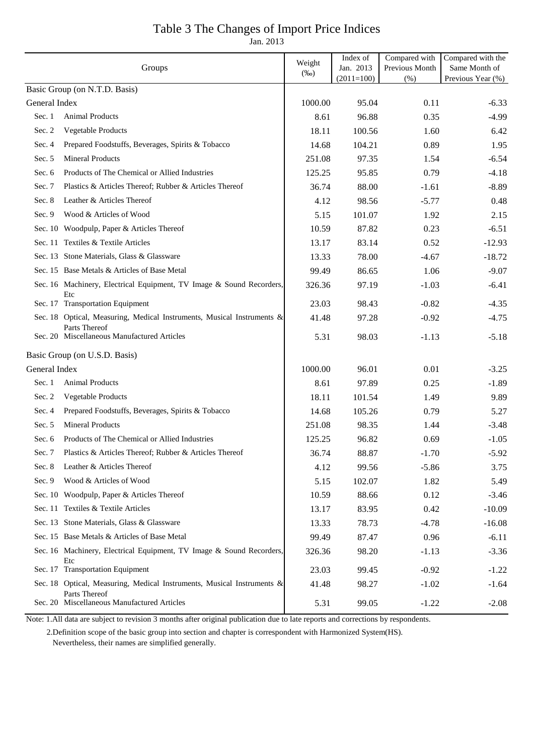# Table 3 The Changes of Import Price Indices

Jan. 2013

| Groups | | Weight (‰) | Index of Jan. 2013 (2011=100) | Compared with Previous Month (%) | Compared with the Same Month of Previous Year (%) |
|---|---|---|---|---|---|
| Basic Group (on N.T.D. Basis) | | | | | |
| General Index | | 1000.00 | 95.04 | 0.11 | -6.33 |
| Sec. 1 | Animal Products | 8.61 | 96.88 | 0.35 | -4.99 |
| Sec. 2 | Vegetable Products | 18.11 | 100.56 | 1.60 | 6.42 |
| Sec. 4 | Prepared Foodstuffs, Beverages, Spirits & Tobacco | 14.68 | 104.21 | 0.89 | 1.95 |
| Sec. 5 | Mineral Products | 251.08 | 97.35 | 1.54 | -6.54 |
| Sec. 6 | Products of The Chemical or Allied Industries | 125.25 | 95.85 | 0.79 | -4.18 |
| Sec. 7 | Plastics & Articles Thereof; Rubber & Articles Thereof | 36.74 | 88.00 | -1.61 | -8.89 |
| Sec. 8 | Leather & Articles Thereof | 4.12 | 98.56 | -5.77 | 0.48 |
| Sec. 9 | Wood & Articles of Wood | 5.15 | 101.07 | 1.92 | 2.15 |
| Sec. 10 | Woodpulp, Paper & Articles Thereof | 10.59 | 87.82 | 0.23 | -6.51 |
| Sec. 11 | Textiles & Textile Articles | 13.17 | 83.14 | 0.52 | -12.93 |
| Sec. 13 | Stone Materials, Glass & Glassware | 13.33 | 78.00 | -4.67 | -18.72 |
| Sec. 15 | Base Metals & Articles of Base Metal | 99.49 | 86.65 | 1.06 | -9.07 |
| Sec. 16 | Machinery, Electrical Equipment, TV Image & Sound Recorders, Etc | 326.36 | 97.19 | -1.03 | -6.41 |
| Sec. 17 | Transportation Equipment | 23.03 | 98.43 | -0.82 | -4.35 |
| Sec. 18 | Optical, Measuring, Medical Instruments, Musical Instruments & Parts Thereof | 41.48 | 97.28 | -0.92 | -4.75 |
| Sec. 20 | Miscellaneous Manufactured Articles | 5.31 | 98.03 | -1.13 | -5.18 |
| Basic Group (on U.S.D. Basis) | | | | | |
| General Index | | 1000.00 | 96.01 | 0.01 | -3.25 |
| Sec. 1 | Animal Products | 8.61 | 97.89 | 0.25 | -1.89 |
| Sec. 2 | Vegetable Products | 18.11 | 101.54 | 1.49 | 9.89 |
| Sec. 4 | Prepared Foodstuffs, Beverages, Spirits & Tobacco | 14.68 | 105.26 | 0.79 | 5.27 |
| Sec. 5 | Mineral Products | 251.08 | 98.35 | 1.44 | -3.48 |
| Sec. 6 | Products of The Chemical or Allied Industries | 125.25 | 96.82 | 0.69 | -1.05 |
| Sec. 7 | Plastics & Articles Thereof; Rubber & Articles Thereof | 36.74 | 88.87 | -1.70 | -5.92 |
| Sec. 8 | Leather & Articles Thereof | 4.12 | 99.56 | -5.86 | 3.75 |
| Sec. 9 | Wood & Articles of Wood | 5.15 | 102.07 | 1.82 | 5.49 |
| Sec. 10 | Woodpulp, Paper & Articles Thereof | 10.59 | 88.66 | 0.12 | -3.46 |
| Sec. 11 | Textiles & Textile Articles | 13.17 | 83.95 | 0.42 | -10.09 |
| Sec. 13 | Stone Materials, Glass & Glassware | 13.33 | 78.73 | -4.78 | -16.08 |
| Sec. 15 | Base Metals & Articles of Base Metal | 99.49 | 87.47 | 0.96 | -6.11 |
| Sec. 16 | Machinery, Electrical Equipment, TV Image & Sound Recorders, Etc | 326.36 | 98.20 | -1.13 | -3.36 |
| Sec. 17 | Transportation Equipment | 23.03 | 99.45 | -0.92 | -1.22 |
| Sec. 18 | Optical, Measuring, Medical Instruments, Musical Instruments & Parts Thereof | 41.48 | 98.27 | -1.02 | -1.64 |
| Sec. 20 | Miscellaneous Manufactured Articles | 5.31 | 99.05 | -1.22 | -2.08 |

Note: 1.All data are subject to revision 3 months after original publication due to late reports and corrections by respondents.

2.Definition scope of the basic group into section and chapter is correspondent with Harmonized System(HS). Nevertheless, their names are simplified generally.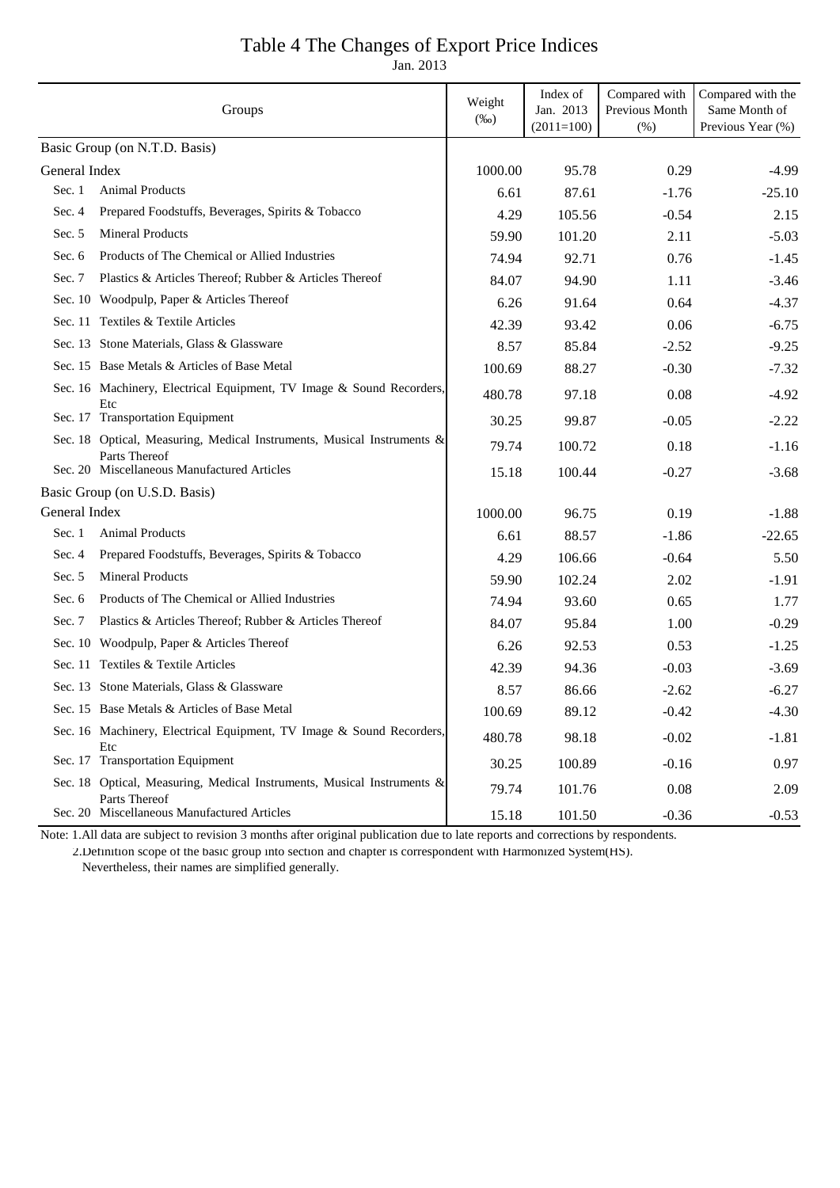# Table 4 The Changes of Export Price Indices

Jan. 2013

| Groups | | Weight (‰) | Index of Jan. 2013 (2011=100) | Compared with Previous Month (%) | Compared with the Same Month of Previous Year (%) |
|---|---|---|---|---|---|
| Basic Group (on N.T.D. Basis) | | | | | |
| General Index | | 1000.00 | 95.78 | 0.29 | -4.99 |
| Sec. 1 | Animal Products | 6.61 | 87.61 | -1.76 | -25.10 |
| Sec. 4 | Prepared Foodstuffs, Beverages, Spirits & Tobacco | 4.29 | 105.56 | -0.54 | 2.15 |
| Sec. 5 | Mineral Products | 59.90 | 101.20 | 2.11 | -5.03 |
| Sec. 6 | Products of The Chemical or Allied Industries | 74.94 | 92.71 | 0.76 | -1.45 |
| Sec. 7 | Plastics & Articles Thereof; Rubber & Articles Thereof | 84.07 | 94.90 | 1.11 | -3.46 |
| Sec. 10 | Woodpulp, Paper & Articles Thereof | 6.26 | 91.64 | 0.64 | -4.37 |
| Sec. 11 | Textiles & Textile Articles | 42.39 | 93.42 | 0.06 | -6.75 |
| Sec. 13 | Stone Materials, Glass & Glassware | 8.57 | 85.84 | -2.52 | -9.25 |
| Sec. 15 | Base Metals & Articles of Base Metal | 100.69 | 88.27 | -0.30 | -7.32 |
| Sec. 16 | Machinery, Electrical Equipment, TV Image & Sound Recorders, Etc | 480.78 | 97.18 | 0.08 | -4.92 |
| Sec. 17 | Transportation Equipment | 30.25 | 99.87 | -0.05 | -2.22 |
| Sec. 18 | Optical, Measuring, Medical Instruments, Musical Instruments & Parts Thereof | 79.74 | 100.72 | 0.18 | -1.16 |
| Sec. 20 | Miscellaneous Manufactured Articles | 15.18 | 100.44 | -0.27 | -3.68 |
| Basic Group (on U.S.D. Basis) | | | | | |
| General Index | | 1000.00 | 96.75 | 0.19 | -1.88 |
| Sec. 1 | Animal Products | 6.61 | 88.57 | -1.86 | -22.65 |
| Sec. 4 | Prepared Foodstuffs, Beverages, Spirits & Tobacco | 4.29 | 106.66 | -0.64 | 5.50 |
| Sec. 5 | Mineral Products | 59.90 | 102.24 | 2.02 | -1.91 |
| Sec. 6 | Products of The Chemical or Allied Industries | 74.94 | 93.60 | 0.65 | 1.77 |
| Sec. 7 | Plastics & Articles Thereof; Rubber & Articles Thereof | 84.07 | 95.84 | 1.00 | -0.29 |
| Sec. 10 | Woodpulp, Paper & Articles Thereof | 6.26 | 92.53 | 0.53 | -1.25 |
| Sec. 11 | Textiles & Textile Articles | 42.39 | 94.36 | -0.03 | -3.69 |
| Sec. 13 | Stone Materials, Glass & Glassware | 8.57 | 86.66 | -2.62 | -6.27 |
| Sec. 15 | Base Metals & Articles of Base Metal | 100.69 | 89.12 | -0.42 | -4.30 |
| Sec. 16 | Machinery, Electrical Equipment, TV Image & Sound Recorders, Etc | 480.78 | 98.18 | -0.02 | -1.81 |
| Sec. 17 | Transportation Equipment | 30.25 | 100.89 | -0.16 | 0.97 |
| Sec. 18 | Optical, Measuring, Medical Instruments, Musical Instruments & Parts Thereof | 79.74 | 101.76 | 0.08 | 2.09 |
| Sec. 20 | Miscellaneous Manufactured Articles | 15.18 | 101.50 | -0.36 | -0.53 |

Note: 1.All data are subject to revision 3 months after original publication due to late reports and corrections by respondents.

2.Definition scope of the basic group into section and chapter is correspondent with Harmonized System(HS). Nevertheless, their names are simplified generally.